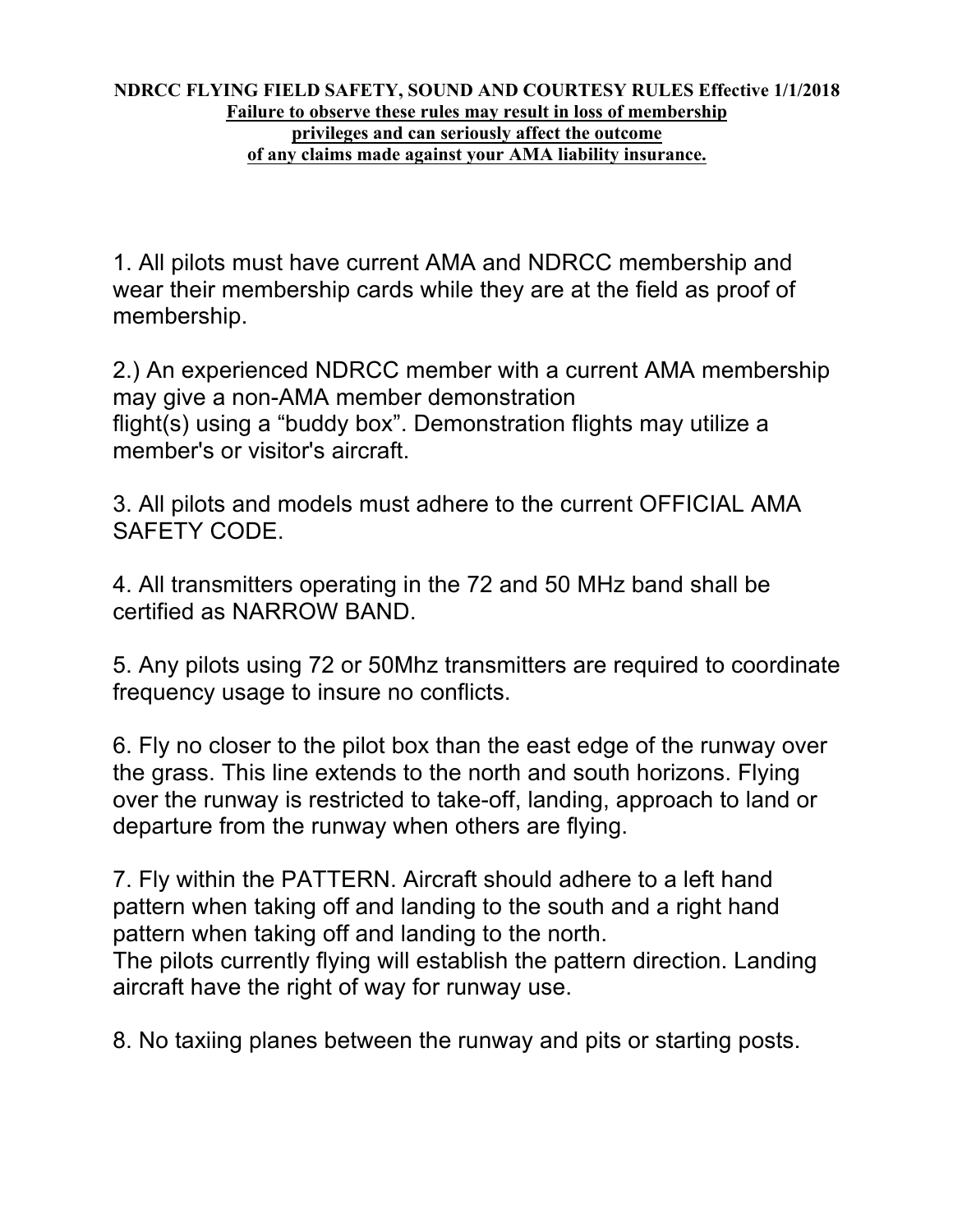**NDRCC FLYING FIELD SAFETY, SOUND AND COURTESY RULES Effective 1/1/2018**

**Failure to observe these rules may result in loss of membership privileges and can seriously affect the outcome of any claims made against your AMA liability insurance.**

1. All pilots must have current AMA and NDRCC membership and wear their membership cards while they are at the field as proof of membership.

2.) An experienced NDRCC member with a current AMA membership may give a non-AMA member demonstration flight(s) using a "buddy box". Demonstration flights may utilize a member's or visitor's aircraft.

3. All pilots and models must adhere to the current OFFICIAL AMA SAFETY CODE.

4. All transmitters operating in the 72 and 50 MHz band shall be certified as NARROW BAND.

5. Any pilots using 72 or 50Mhz transmitters are required to coordinate frequency usage to insure no conflicts.

6. Fly no closer to the pilot box than the east edge of the runway over the grass. This line extends to the north and south horizons. Flying over the runway is restricted to take-off, landing, approach to land or departure from the runway when others are flying.

7. Fly within the PATTERN. Aircraft should adhere to a left hand pattern when taking off and landing to the south and a right hand pattern when taking off and landing to the north.
The pilots currently flying will establish the pattern direction. Landing aircraft have the right of way for runway use.

8. No taxiing planes between the runway and pits or starting posts.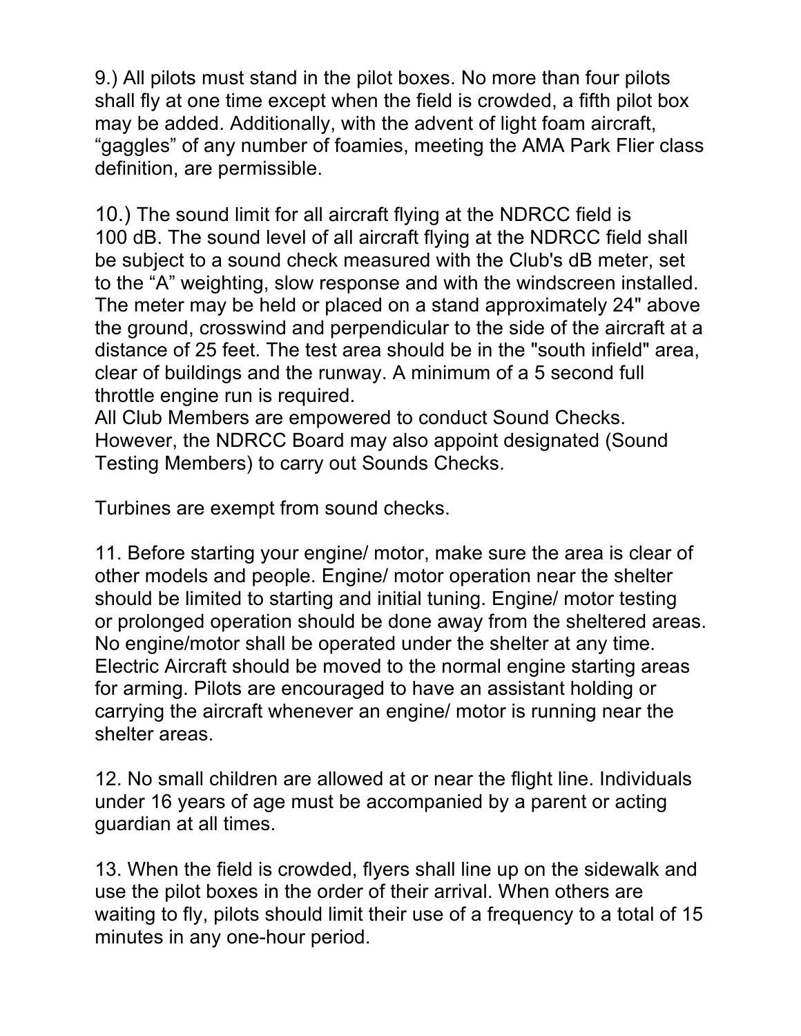9.) All pilots must stand in the pilot boxes. No more than four pilots shall fly at one time except when the field is crowded, a fifth pilot box may be added. Additionally, with the advent of light foam aircraft, “gaggles” of any number of foamies, meeting the AMA Park Flier class definition, are permissible.

10.) The sound limit for all aircraft flying at the NDRCC field is 100 dB. The sound level of all aircraft flying at the NDRCC field shall be subject to a sound check measured with the Club's dB meter, set to the “A” weighting, slow response and with the windscreen installed. The meter may be held or placed on a stand approximately 24" above the ground, crosswind and perpendicular to the side of the aircraft at a distance of 25 feet. The test area should be in the "south infield" area, clear of buildings and the runway. A minimum of a 5 second full throttle engine run is required.
All Club Members are empowered to conduct Sound Checks. However, the NDRCC Board may also appoint designated (Sound Testing Members) to carry out Sounds Checks.

Turbines are exempt from sound checks.

11. Before starting your engine/ motor, make sure the area is clear of other models and people. Engine/ motor operation near the shelter should be limited to starting and initial tuning. Engine/ motor testing or prolonged operation should be done away from the sheltered areas. No engine/motor shall be operated under the shelter at any time. Electric Aircraft should be moved to the normal engine starting areas for arming. Pilots are encouraged to have an assistant holding or carrying the aircraft whenever an engine/ motor is running near the shelter areas.

12. No small children are allowed at or near the flight line. Individuals under 16 years of age must be accompanied by a parent or acting guardian at all times.

13. When the field is crowded, flyers shall line up on the sidewalk and use the pilot boxes in the order of their arrival. When others are waiting to fly, pilots should limit their use of a frequency to a total of 15 minutes in any one-hour period.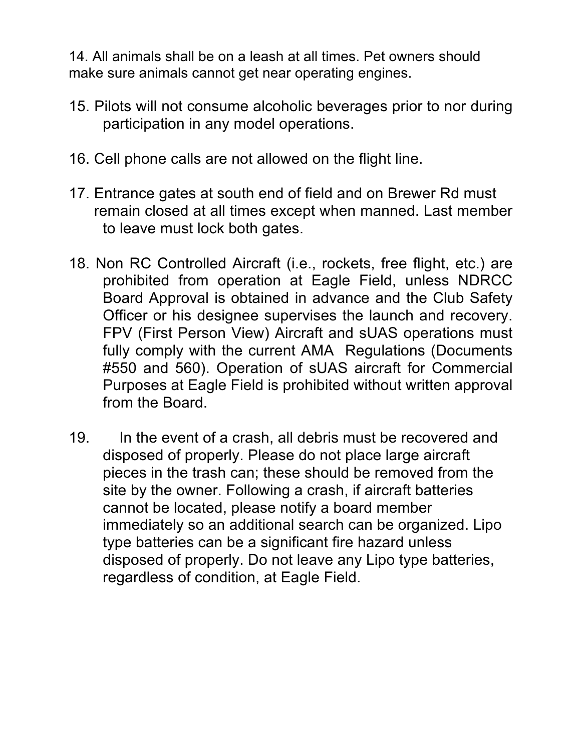14. All animals shall be on a leash at all times. Pet owners should make sure animals cannot get near operating engines.

15. Pilots will not consume alcoholic beverages prior to nor during participation in any model operations.

16. Cell phone calls are not allowed on the flight line.

17. Entrance gates at south end of field and on Brewer Rd must remain closed at all times except when manned. Last member to leave must lock both gates.

18. Non RC Controlled Aircraft (i.e., rockets, free flight, etc.) are prohibited from operation at Eagle Field, unless NDRCC Board Approval is obtained in advance and the Club Safety Officer or his designee supervises the launch and recovery. FPV (First Person View) Aircraft and sUAS operations must fully comply with the current AMA Regulations (Documents #550 and 560). Operation of sUAS aircraft for Commercial Purposes at Eagle Field is prohibited without written approval from the Board.

19. In the event of a crash, all debris must be recovered and disposed of properly. Please do not place large aircraft pieces in the trash can; these should be removed from the site by the owner. Following a crash, if aircraft batteries cannot be located, please notify a board member immediately so an additional search can be organized. Lipo type batteries can be a significant fire hazard unless disposed of properly. Do not leave any Lipo type batteries, regardless of condition, at Eagle Field.